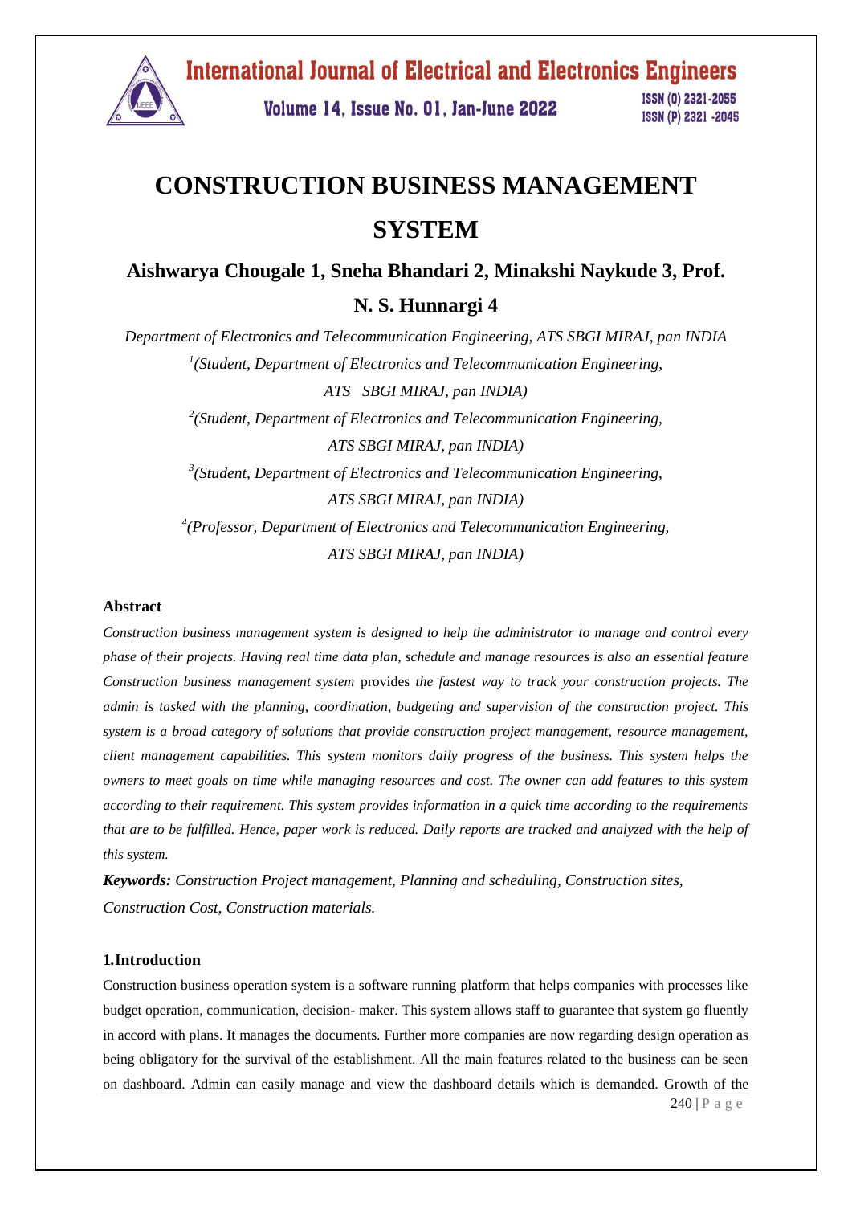# CONSTRUCTION BUSINESS MANAGEMENT SYSTEM

## Aishwarya Chougale 1, Sneha Bhandari 2, Minakshi Naykude 3, Prof. N. S. Hunnargi 4

*Department of Electronics and Telecommunication Engineering, ATS SBGI MIRAJ, pan INDIA*

*[1](Student, Department of Electronics and Telecommunication Engineering, ATS SBGI MIRAJ, pan INDIA)*

*[2](Student, Department of Electronics and Telecommunication Engineering, ATS SBGI MIRAJ, pan INDIA)*

*[3](Student, Department of Electronics and Telecommunication Engineering, ATS SBGI MIRAJ, pan INDIA)*

*[4](Professor, Department of Electronics and Telecommunication Engineering, ATS SBGI MIRAJ, pan INDIA)*

### Abstract

*Construction business management system is designed to help the administrator to manage and control every phase of their projects. Having real time data plan, schedule and manage resources is also an essential feature Construction business management system* provides *the fastest way to track your construction projects. The admin is tasked with the planning, coordination, budgeting and supervision of the construction project. This system is a broad category of solutions that provide construction project management, resource management, client management capabilities. This system monitors daily progress of the business. This system helps the owners to meet goals on time while managing resources and cost. The owner can add features to this system according to their requirement. This system provides information in a quick time according to the requirements that are to be fulfilled. Hence, paper work is reduced. Daily reports are tracked and analyzed with the help of this system.*

***Keywords:*** *Construction Project management, Planning and scheduling, Construction sites, Construction Cost, Construction materials.*

### 1.Introduction

Construction business operation system is a software running platform that helps companies with processes like budget operation, communication, decision- maker. This system allows staff to guarantee that system go fluently in accord with plans. It manages the documents. Further more companies are now regarding design operation as being obligatory for the survival of the establishment. All the main features related to the business can be seen on dashboard. Admin can easily manage and view the dashboard details which is demanded. Growth of the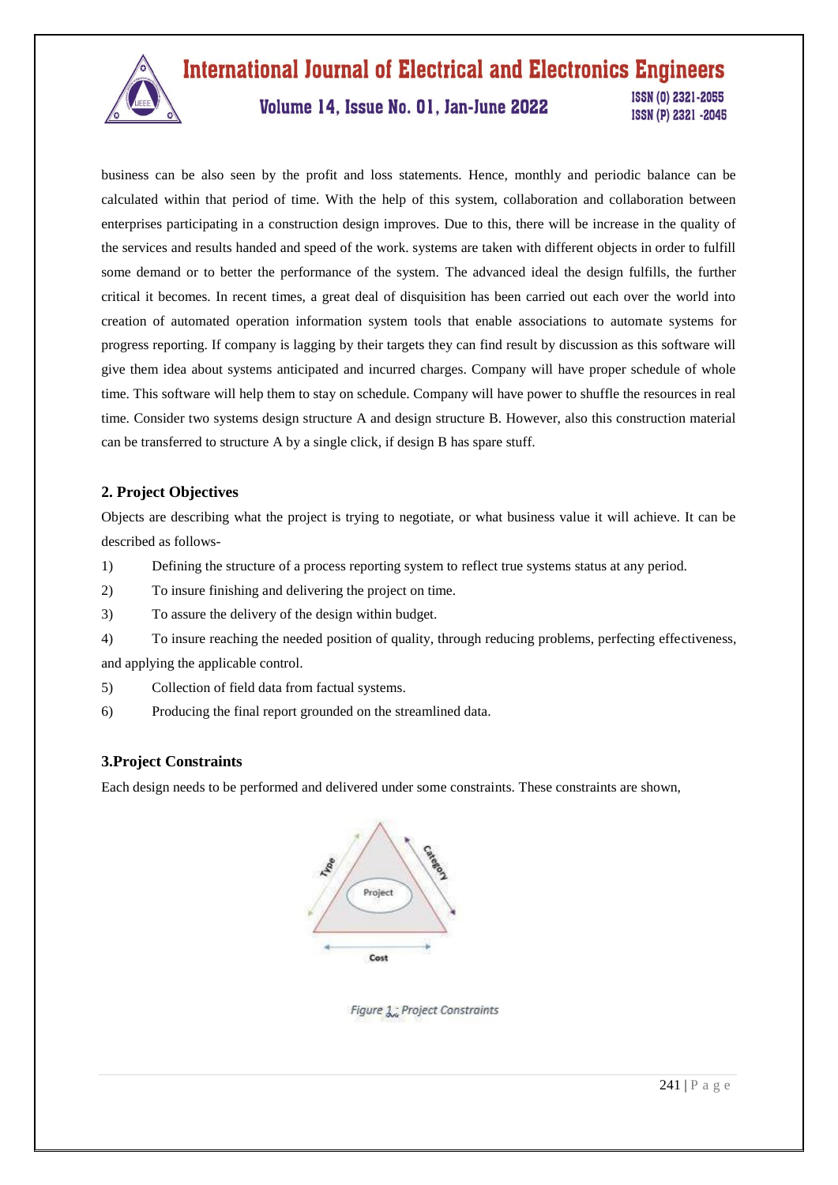business can be also seen by the profit and loss statements. Hence, monthly and periodic balance can be calculated within that period of time. With the help of this system, collaboration and collaboration between enterprises participating in a construction design improves. Due to this, there will be increase in the quality of the services and results handed and speed of the work. systems are taken with different objects in order to fulfill some demand or to better the performance of the system. The advanced ideal the design fulfills, the further critical it becomes. In recent times, a great deal of disquisition has been carried out each over the world into creation of automated operation information system tools that enable associations to automate systems for progress reporting. If company is lagging by their targets they can find result by discussion as this software will give them idea about systems anticipated and incurred charges. Company will have proper schedule of whole time. This software will help them to stay on schedule. Company will have power to shuffle the resources in real time. Consider two systems design structure A and design structure B. However, also this construction material can be transferred to structure A by a single click, if design B has spare stuff.

## 2. Project Objectives

Objects are describing what the project is trying to negotiate, or what business value it will achieve. It can be described as follows-

1) Defining the structure of a process reporting system to reflect true systems status at any period.
2) To insure finishing and delivering the project on time.
3) To assure the delivery of the design within budget.
4) To insure reaching the needed position of quality, through reducing problems, perfecting effectiveness, and applying the applicable control.
5) Collection of field data from factual systems.
6) Producing the final report grounded on the streamlined data.

## 3.Project Constraints

Each design needs to be performed and delivered under some constraints. These constraints are shown,

Type

Category

Project

Cost

Figure 1 : Project Constraints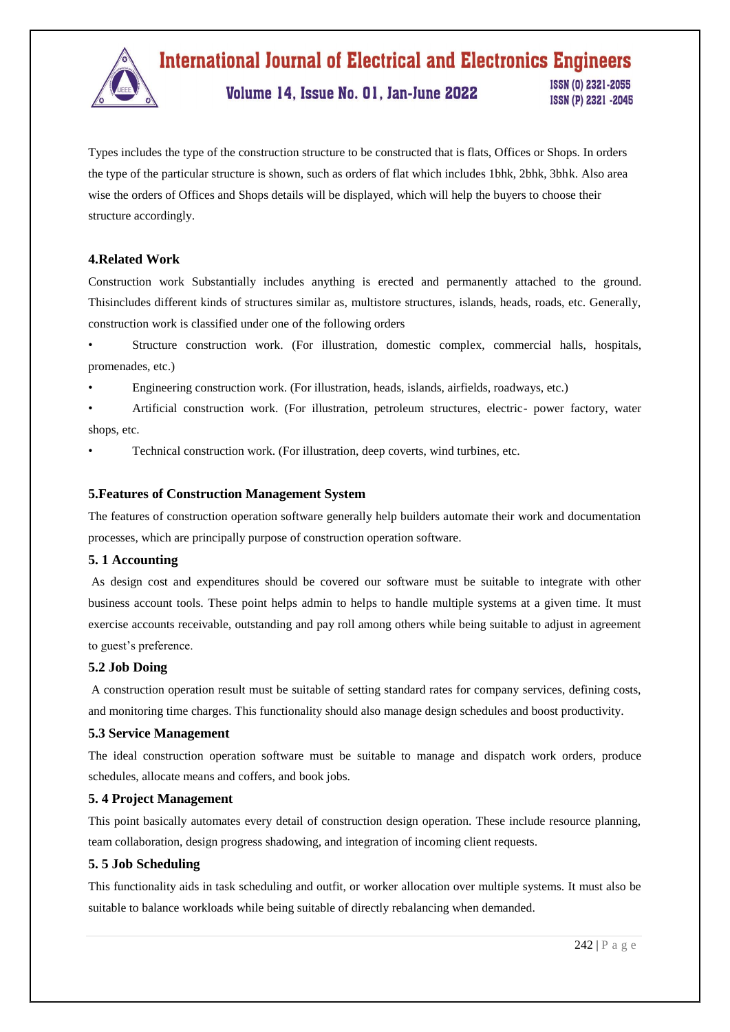Types includes the type of the construction structure to be constructed that is flats, Offices or Shops. In orders the type of the particular structure is shown, such as orders of flat which includes 1bhk, 2bhk, 3bhk. Also area wise the orders of Offices and Shops details will be displayed, which will help the buyers to choose their structure accordingly.

## 4.Related Work

Construction work Substantially includes anything is erected and permanently attached to the ground. Thisincludes different kinds of structures similar as, multistore structures, islands, heads, roads, etc. Generally, construction work is classified under one of the following orders

- Structure construction work. (For illustration, domestic complex, commercial halls, hospitals, promenades, etc.)
- Engineering construction work. (For illustration, heads, islands, airfields, roadways, etc.)
- Artificial construction work. (For illustration, petroleum structures, electric- power factory, water shops, etc.
- Technical construction work. (For illustration, deep coverts, wind turbines, etc.

## 5.Features of Construction Management System

The features of construction operation software generally help builders automate their work and documentation processes, which are principally purpose of construction operation software.

### 5. 1 Accounting

As design cost and expenditures should be covered our software must be suitable to integrate with other business account tools. These point helps admin to helps to handle multiple systems at a given time. It must exercise accounts receivable, outstanding and pay roll among others while being suitable to adjust in agreement to guest's preference.

### 5.2 Job Doing

A construction operation result must be suitable of setting standard rates for company services, defining costs, and monitoring time charges. This functionality should also manage design schedules and boost productivity.

### 5.3 Service Management

The ideal construction operation software must be suitable to manage and dispatch work orders, produce schedules, allocate means and coffers, and book jobs.

### 5. 4 Project Management

This point basically automates every detail of construction design operation. These include resource planning, team collaboration, design progress shadowing, and integration of incoming client requests.

### 5. 5 Job Scheduling

This functionality aids in task scheduling and outfit, or worker allocation over multiple systems. It must also be suitable to balance workloads while being suitable of directly rebalancing when demanded.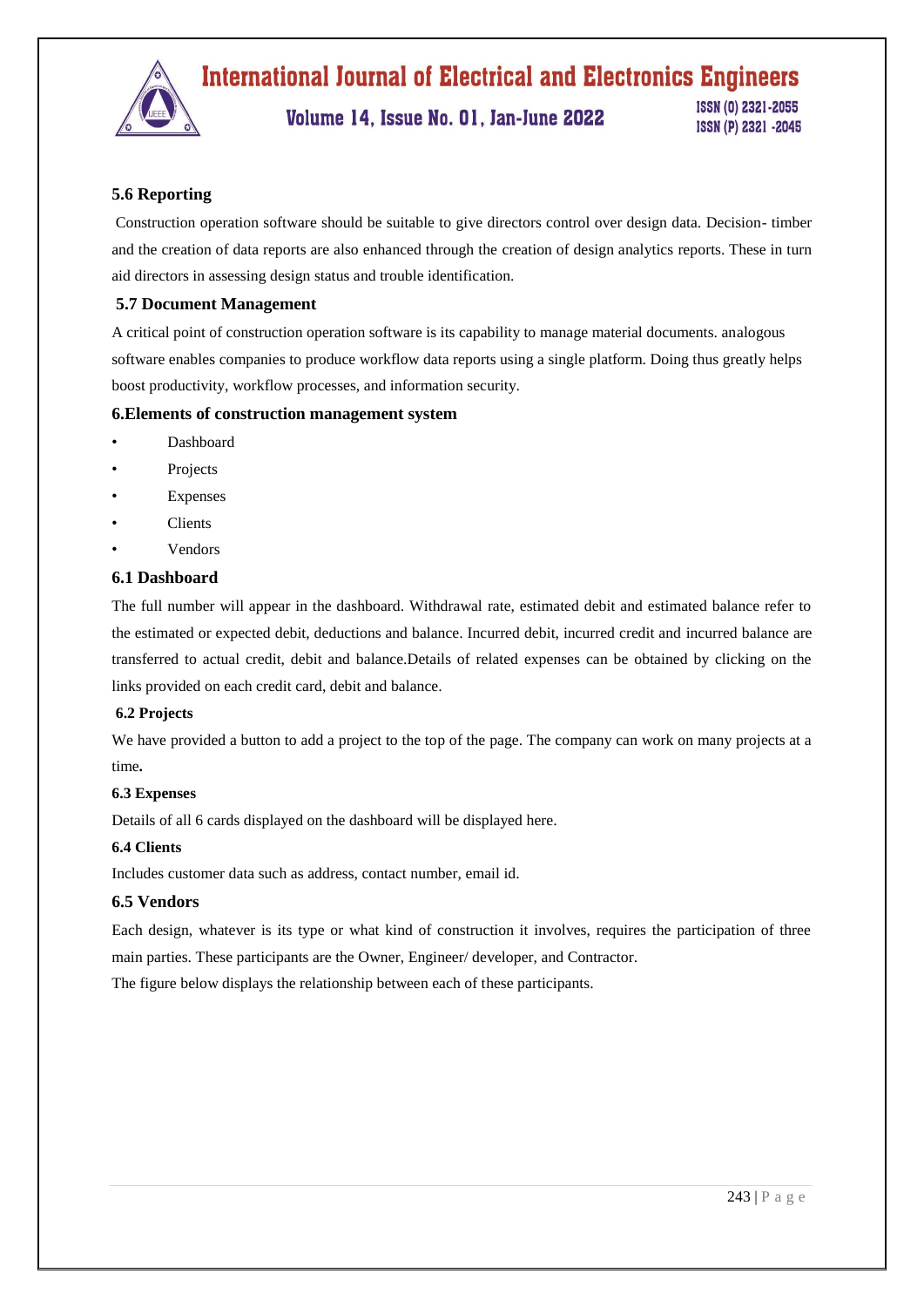### 5.6 Reporting

Construction operation software should be suitable to give directors control over design data. Decision- timber and the creation of data reports are also enhanced through the creation of design analytics reports. These in turn aid directors in assessing design status and trouble identification.

### 5.7 Document Management

A critical point of construction operation software is its capability to manage material documents. analogous software enables companies to produce workflow data reports using a single platform. Doing thus greatly helps boost productivity, workflow processes, and information security.

## 6.Elements of construction management system

- Dashboard
- Projects
- Expenses
- Clients
- Vendors

### 6.1 Dashboard

The full number will appear in the dashboard. Withdrawal rate, estimated debit and estimated balance refer to the estimated or expected debit, deductions and balance. Incurred debit, incurred credit and incurred balance are transferred to actual credit, debit and balance.Details of related expenses can be obtained by clicking on the links provided on each credit card, debit and balance.

### 6.2 Projects

We have provided a button to add a project to the top of the page. The company can work on many projects at a time**.**

### 6.3 Expenses

Details of all 6 cards displayed on the dashboard will be displayed here.

### 6.4 Clients

Includes customer data such as address, contact number, email id.

### 6.5 Vendors

Each design, whatever is its type or what kind of construction it involves, requires the participation of three main parties. These participants are the Owner, Engineer/ developer, and Contractor.

The figure below displays the relationship between each of these participants.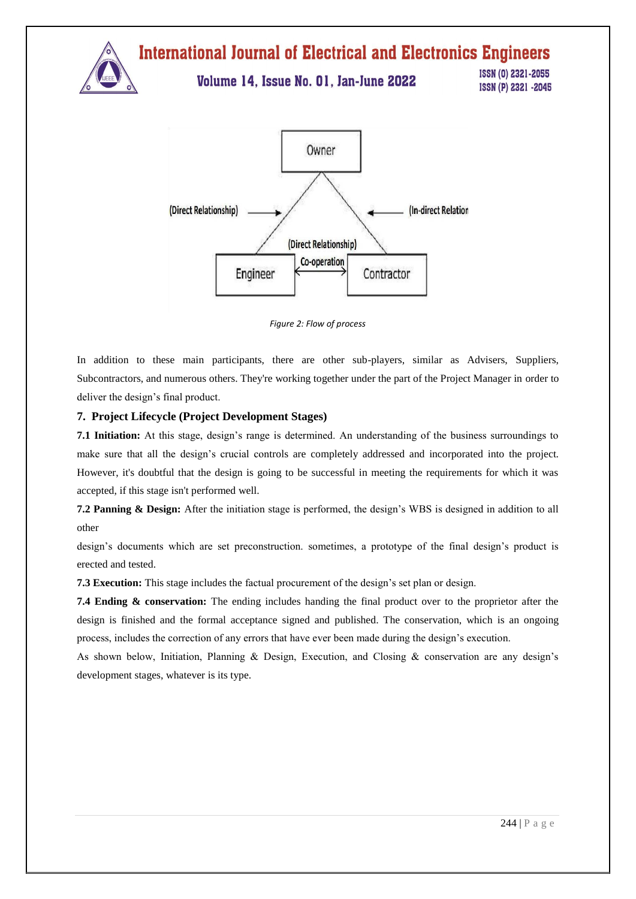Owner

(Direct Relationship)

(In-direct Relation

(Direct Relationship)

Co-operation

Engineer

Contractor

*Figure 2: Flow of process*

In addition to these main participants, there are other sub-players, similar as Advisers, Suppliers, Subcontractors, and numerous others. They're working together under the part of the Project Manager in order to deliver the design's final product.

## 7. Project Lifecycle (Project Development Stages)

**7.1 Initiation:** At this stage, design's range is determined. An understanding of the business surroundings to make sure that all the design's crucial controls are completely addressed and incorporated into the project. However, it's doubtful that the design is going to be successful in meeting the requirements for which it was accepted, if this stage isn't performed well.

**7.2 Panning & Design:** After the initiation stage is performed, the design's WBS is designed in addition to all other

design's documents which are set preconstruction. sometimes, a prototype of the final design's product is erected and tested.

**7.3 Execution:** This stage includes the factual procurement of the design's set plan or design.

**7.4 Ending & conservation:** The ending includes handing the final product over to the proprietor after the design is finished and the formal acceptance signed and published. The conservation, which is an ongoing process, includes the correction of any errors that have ever been made during the design's execution.

As shown below, Initiation, Planning & Design, Execution, and Closing & conservation are any design's development stages, whatever is its type.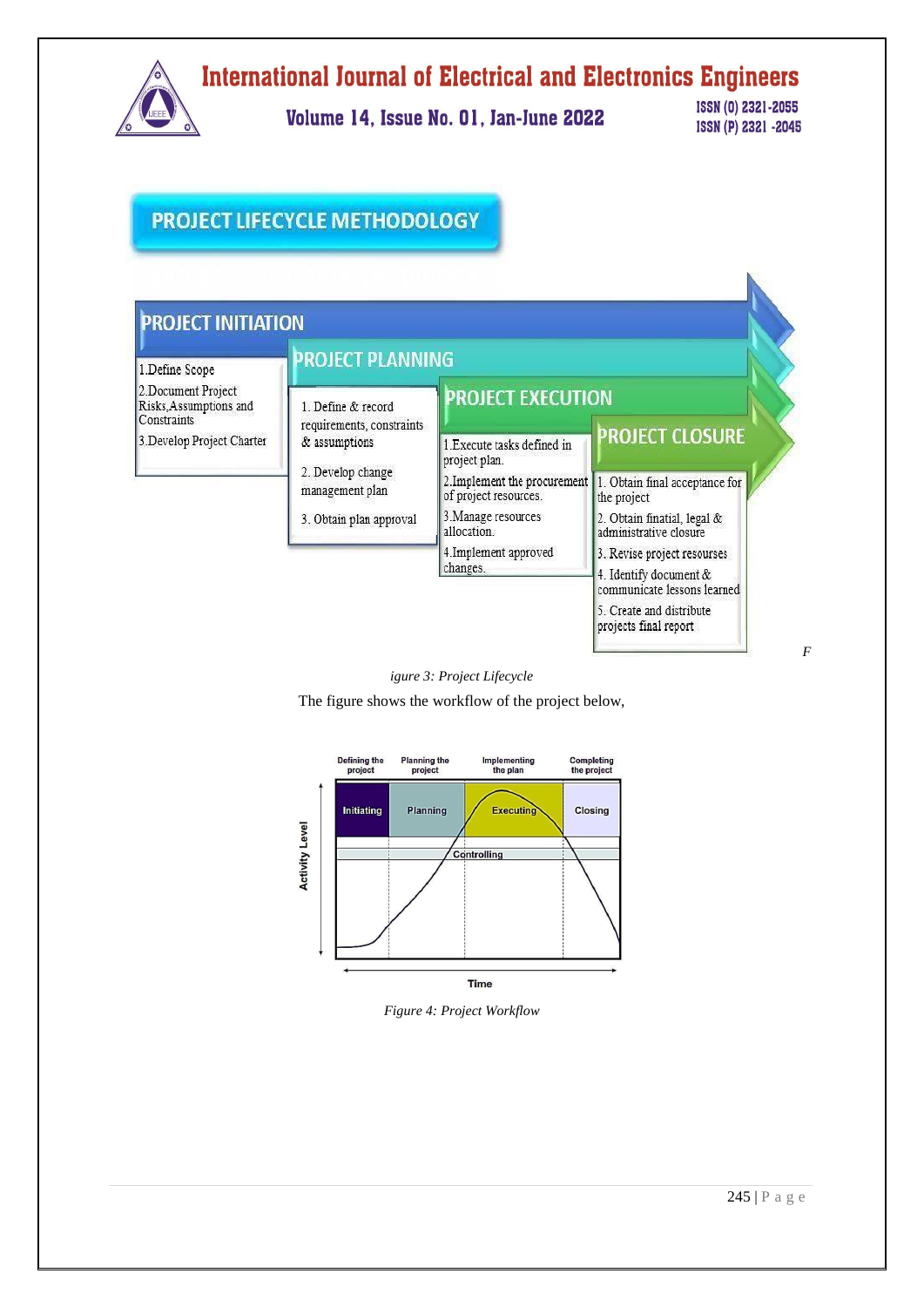PROJECT LIFECYCLE METHODOLOGY

PROJECT INITIATION

1.Define Scope

2.Document Project Risks,Assumptions and Constraints

3.Develop Project Charter

PROJECT PLANNING

1. Define & record requirements, constraints & assumptions

2. Develop change management plan

3. Obtain plan approval

PROJECT EXECUTION

1.Execute tasks defined in project plan.

2.Implement the procurement of project resources.

3.Manage resources allocation.

4.Implement approved changes.

PROJECT CLOSURE

1. Obtain final acceptance for the project

2. Obtain finatial, legal & administrative closure

3. Revise project resourses

4. Identify document & communicate lessons learned

5. Create and distribute projects final report

*Figure 3: Project Lifecycle*

The figure shows the workflow of the project below,

Defining the project

Planning the project

Implementing the plan

Completing the project

Initiating

Planning

Executing

Closing

Controlling

Activity Level

Time

*Figure 4: Project Workflow*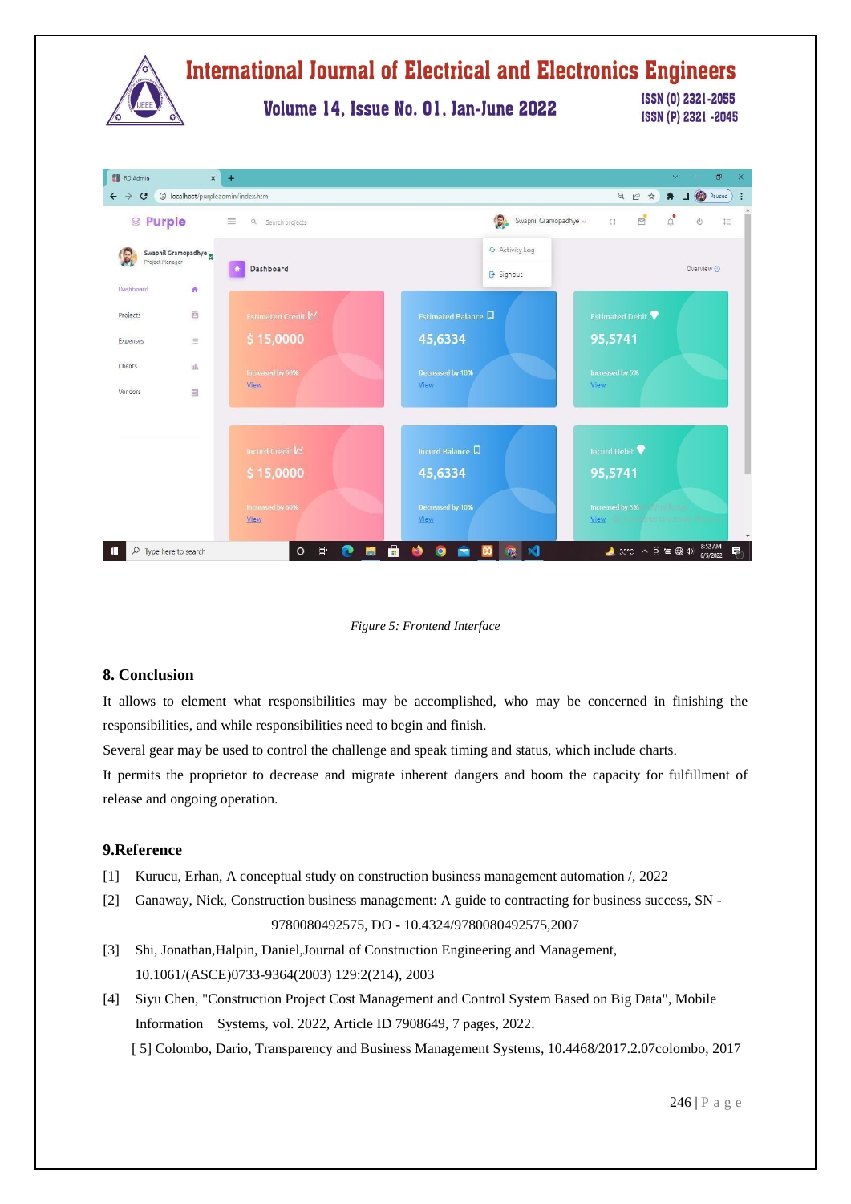*Figure 5: Frontend Interface*

## 8. Conclusion

It allows to element what responsibilities may be accomplished, who may be concerned in finishing the responsibilities, and while responsibilities need to begin and finish.

Several gear may be used to control the challenge and speak timing and status, which include charts.

It permits the proprietor to decrease and migrate inherent dangers and boom the capacity for fulfillment of release and ongoing operation.

## 9.Reference

[1] Kurucu, Erhan, A conceptual study on construction business management automation /, 2022

[2] Ganaway, Nick, Construction business management: A guide to contracting for business success, SN - 9780080492575, DO - 10.4324/9780080492575,2007

[3] Shi, Jonathan,Halpin, Daniel,Journal of Construction Engineering and Management, 10.1061/(ASCE)0733-9364(2003) 129:2(214), 2003

[4] Siyu Chen, "Construction Project Cost Management and Control System Based on Big Data", Mobile Information Systems, vol. 2022, Article ID 7908649, 7 pages, 2022.

[ 5] Colombo, Dario, Transparency and Business Management Systems, 10.4468/2017.2.07colombo, 2017